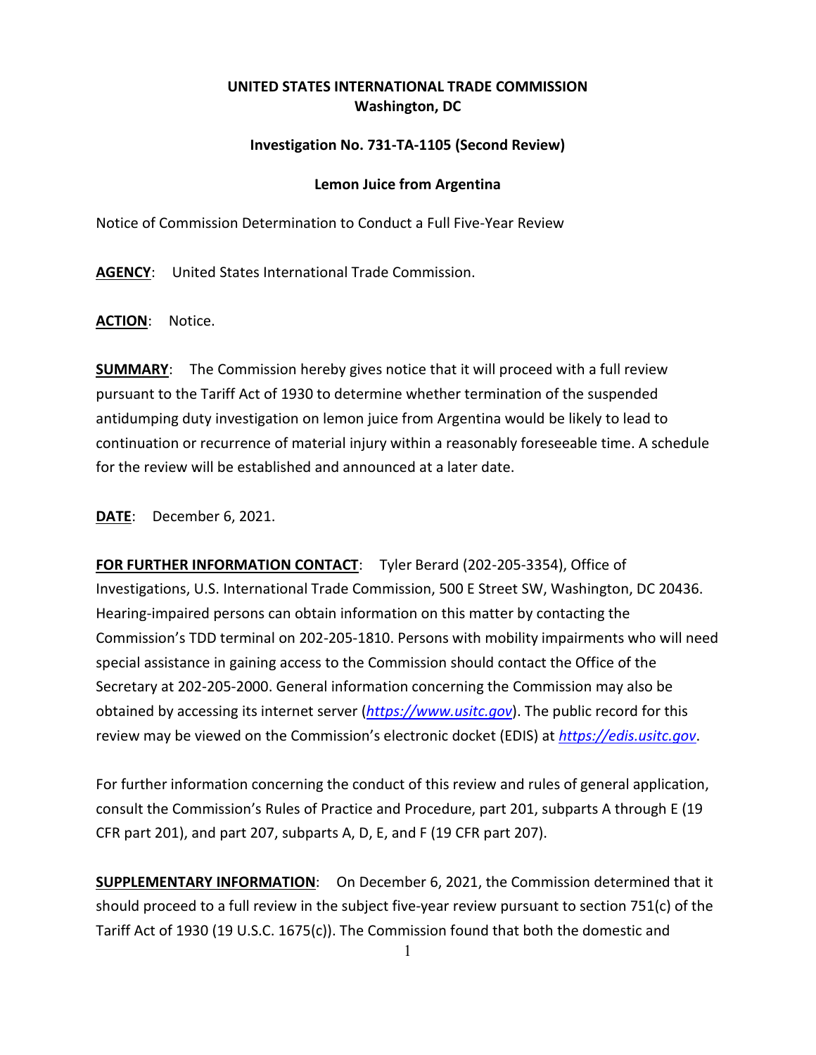**UNITED STATES INTERNATIONAL TRADE COMMISSION**
**Washington, DC**

**Investigation No. 731-TA-1105 (Second Review)**

**Lemon Juice from Argentina**

Notice of Commission Determination to Conduct a Full Five-Year Review

**AGENCY**: United States International Trade Commission.

**ACTION**: Notice.

**SUMMARY**: The Commission hereby gives notice that it will proceed with a full review pursuant to the Tariff Act of 1930 to determine whether termination of the suspended antidumping duty investigation on lemon juice from Argentina would be likely to lead to continuation or recurrence of material injury within a reasonably foreseeable time. A schedule for the review will be established and announced at a later date.

**DATE**: December 6, 2021.

**FOR FURTHER INFORMATION CONTACT**: Tyler Berard (202-205-3354), Office of Investigations, U.S. International Trade Commission, 500 E Street SW, Washington, DC 20436. Hearing-impaired persons can obtain information on this matter by contacting the Commission's TDD terminal on 202-205-1810. Persons with mobility impairments who will need special assistance in gaining access to the Commission should contact the Office of the Secretary at 202-205-2000. General information concerning the Commission may also be obtained by accessing its internet server (*https://www.usitc.gov*). The public record for this review may be viewed on the Commission's electronic docket (EDIS) at *https://edis.usitc.gov*.

For further information concerning the conduct of this review and rules of general application, consult the Commission's Rules of Practice and Procedure, part 201, subparts A through E (19 CFR part 201), and part 207, subparts A, D, E, and F (19 CFR part 207).

**SUPPLEMENTARY INFORMATION**: On December 6, 2021, the Commission determined that it should proceed to a full review in the subject five-year review pursuant to section 751(c) of the Tariff Act of 1930 (19 U.S.C. 1675(c)). The Commission found that both the domestic and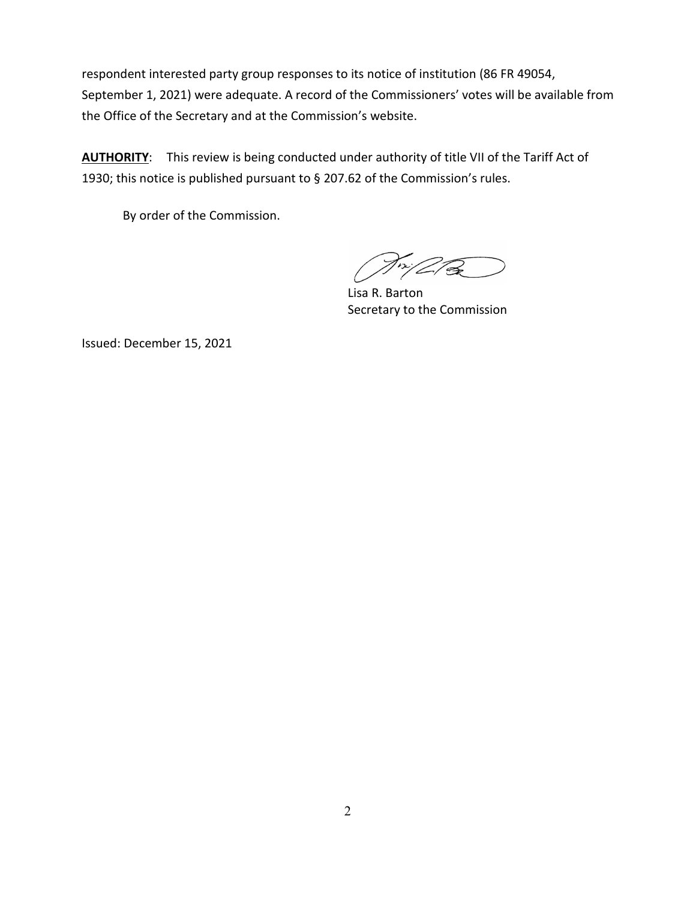respondent interested party group responses to its notice of institution (86 FR 49054, September 1, 2021) were adequate. A record of the Commissioners' votes will be available from the Office of the Secretary and at the Commission's website.

**AUTHORITY**: This review is being conducted under authority of title VII of the Tariff Act of 1930; this notice is published pursuant to § 207.62 of the Commission's rules.

By order of the Commission.

Lisa R. Barton
Secretary to the Commission

Issued: December 15, 2021